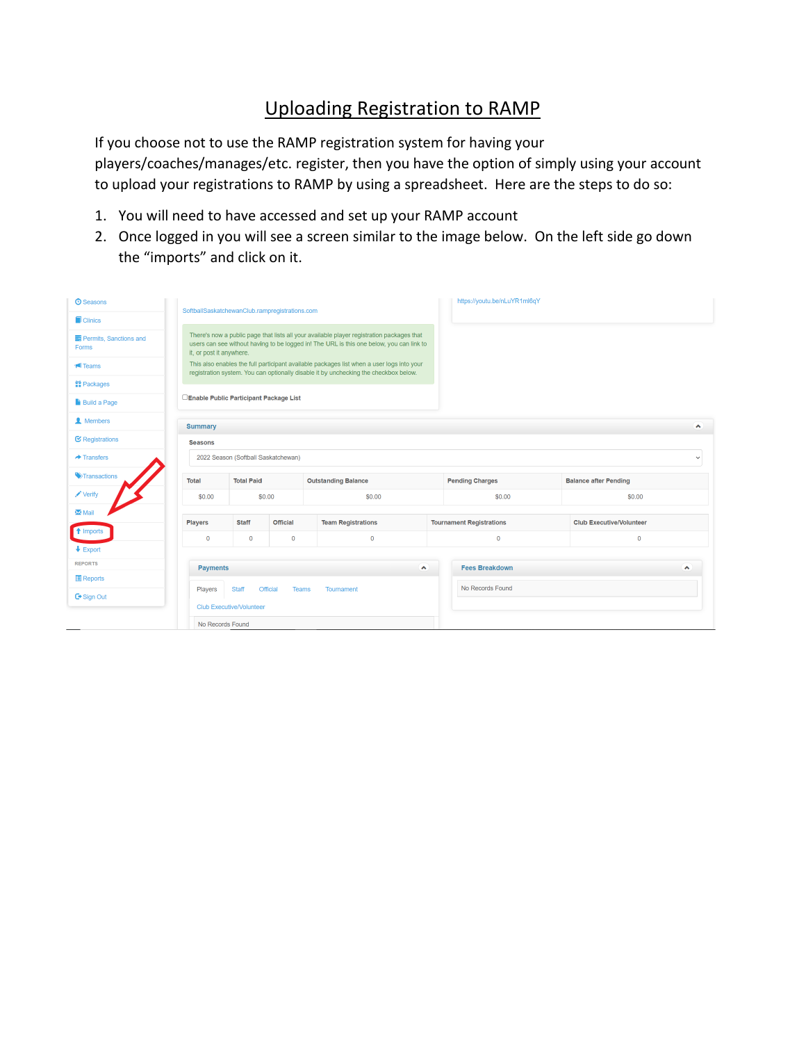# Uploading Registration to RAMP

If you choose not to use the RAMP registration system for having your players/coaches/manages/etc. register, then you have the option of simply using your account to upload your registrations to RAMP by using a spreadsheet. Here are the steps to do so:

1. You will need to have accessed and set up your RAMP account
2. Once logged in you will see a screen similar to the image below. On the left side go down the "imports" and click on it.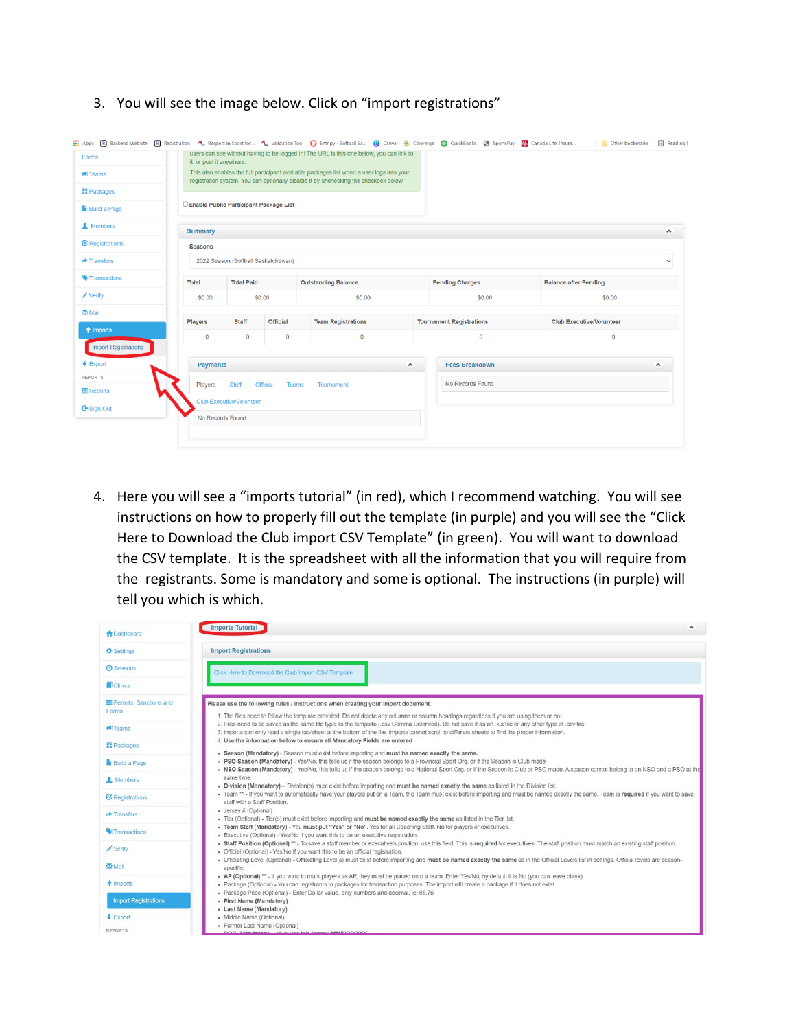3. You will see the image below. Click on "import registrations"

4. Here you will see a "imports tutorial" (in red), which I recommend watching. You will see instructions on how to properly fill out the template (in purple) and you will see the "Click Here to Download the Club import CSV Template" (in green). You will want to download the CSV template. It is the spreadsheet with all the information that you will require from the registrants. Some is mandatory and some is optional. The instructions (in purple) will tell you which is which.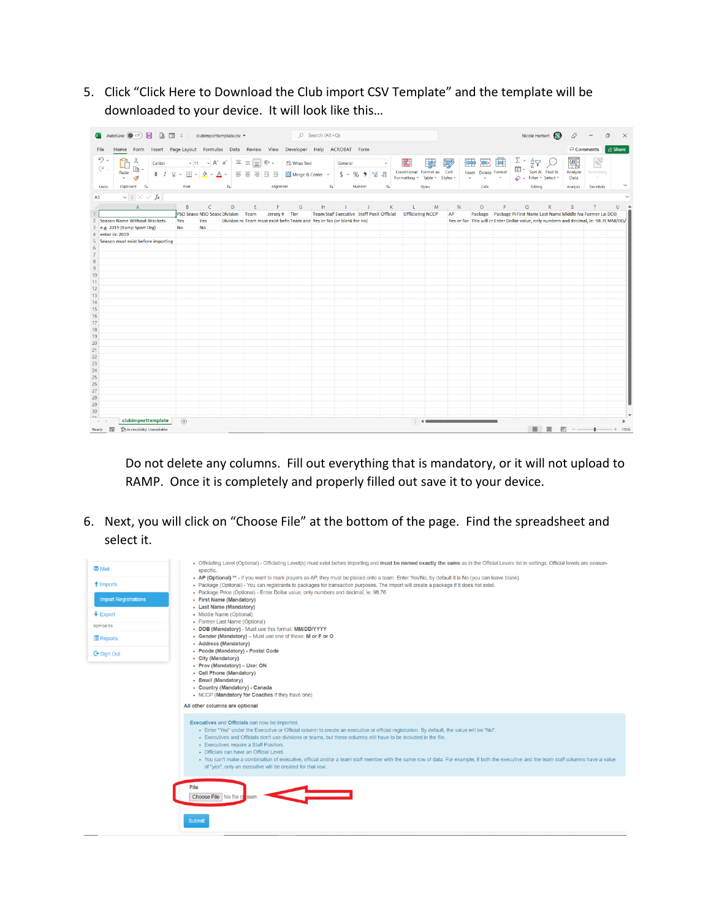5. Click "Click Here to Download the Club import CSV Template" and the template will be downloaded to your device. It will look like this…

Do not delete any columns. Fill out everything that is mandatory, or it will not upload to RAMP. Once it is completely and properly filled out save it to your device.

6. Next, you will click on "Choose File" at the bottom of the page. Find the spreadsheet and select it.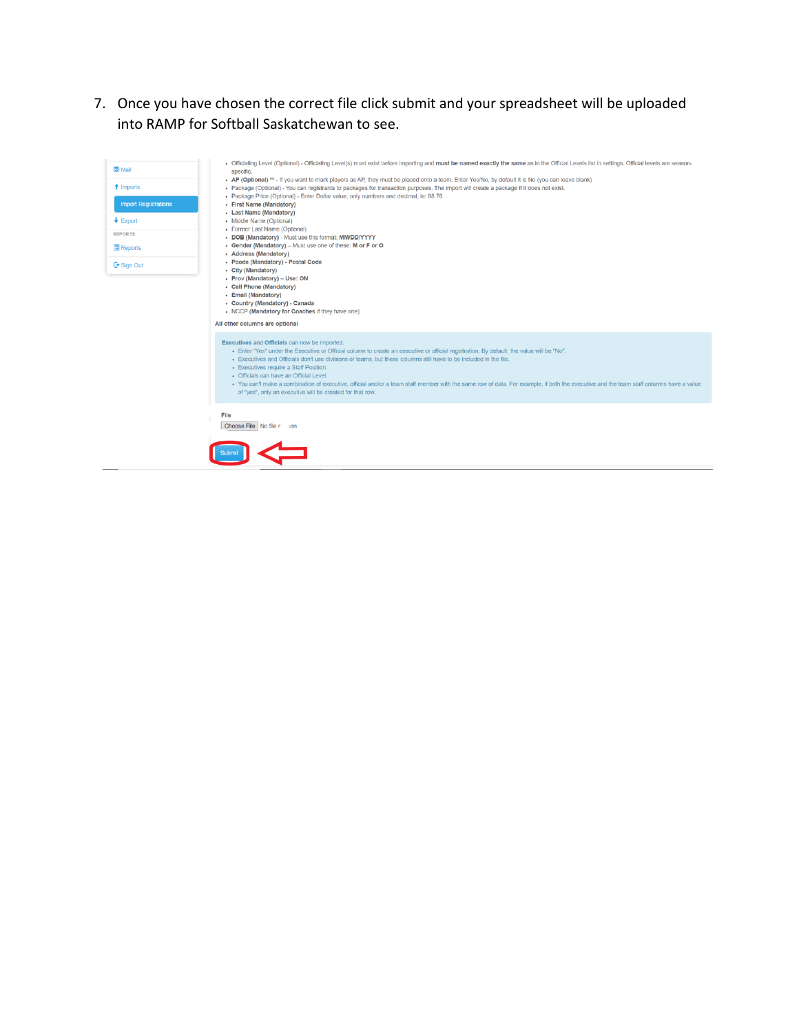7. Once you have chosen the correct file click submit and your spreadsheet will be uploaded into RAMP for Softball Saskatchewan to see.

- Mail
- Imports
- Import Registrations
- Export

REPORTS

- Reports
- Sign Out

- Officiating Level (Optional) - Officiating Level(s) must exist before importing and **must be named exactly the same** as in the Official Levels list in settings. Official levels are season-specific.
- **AP (Optional)** ** - If you want to mark players as AP, they must be placed onto a team. Enter Yes/No, by default it is No (you can leave blank)
- Package (Optional) - You can registrants to packages for transaction purposes. The import will create a package if it does not exist.
- Package Price (Optional) - Enter Dollar value, only numbers and decimal, ie: 98.76
- **First Name (Mandatory)**
- **Last Name (Mandatory)**
- Middle Name (Optional)
- Former Last Name (Optional)
- **DOB (Mandatory)** - Must use this format: **MM/DD/YYYY**
- **Gender (Mandatory)** – Must use one of these: **M or F or O**
- **Address (Mandatory)**
- **Pcode (Mandatory) - Postal Code**
- **City (Mandatory)**
- **Prov (Mandatory) – Use: ON**
- **Cell Phone (Mandatory)**
- **Email (Mandatory)**
- **Country (Mandatory) - Canada**
- NCCP (**Mandatory for Coaches** if they have one)

**All other columns are optional**

**Executives and Officials** can now be imported.

- Enter "Yes" under the Executive or Official column to create an executive or official registration. By default, the value will be "No".
- Executives and Officials don't use divisions or teams, but these columns still have to be included in the file.
- Executives require a Staff Position.
- Officials can have an Official Level.
- You can't make a combination of executive, official and/or a team staff member with the same row of data. For example, if both the executive and the team staff columns have a value of "yes", only an executive will be created for that row.

File

Choose File No file chosen

Submit